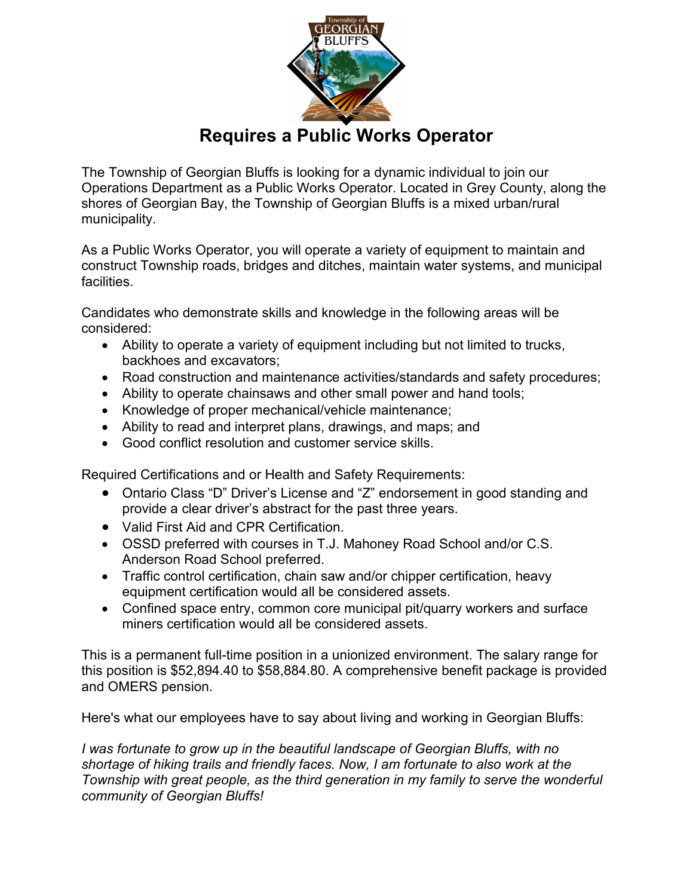# Requires a Public Works Operator

The Township of Georgian Bluffs is looking for a dynamic individual to join our Operations Department as a Public Works Operator. Located in Grey County, along the shores of Georgian Bay, the Township of Georgian Bluffs is a mixed urban/rural municipality.

As a Public Works Operator, you will operate a variety of equipment to maintain and construct Township roads, bridges and ditches, maintain water systems, and municipal facilities.

Candidates who demonstrate skills and knowledge in the following areas will be considered:

- Ability to operate a variety of equipment including but not limited to trucks, backhoes and excavators;
- Road construction and maintenance activities/standards and safety procedures;
- Ability to operate chainsaws and other small power and hand tools;
- Knowledge of proper mechanical/vehicle maintenance;
- Ability to read and interpret plans, drawings, and maps; and
- Good conflict resolution and customer service skills.

Required Certifications and or Health and Safety Requirements:

- Ontario Class “D” Driver’s License and “Z” endorsement in good standing and provide a clear driver’s abstract for the past three years.
- Valid First Aid and CPR Certification.
- OSSD preferred with courses in T.J. Mahoney Road School and/or C.S. Anderson Road School preferred.
- Traffic control certification, chain saw and/or chipper certification, heavy equipment certification would all be considered assets.
- Confined space entry, common core municipal pit/quarry workers and surface miners certification would all be considered assets.

This is a permanent full-time position in a unionized environment. The salary range for this position is $52,894.40 to $58,884.80. A comprehensive benefit package is provided and OMERS pension.

Here's what our employees have to say about living and working in Georgian Bluffs:

*I was fortunate to grow up in the beautiful landscape of Georgian Bluffs, with no shortage of hiking trails and friendly faces. Now, I am fortunate to also work at the Township with great people, as the third generation in my family to serve the wonderful community of Georgian Bluffs!*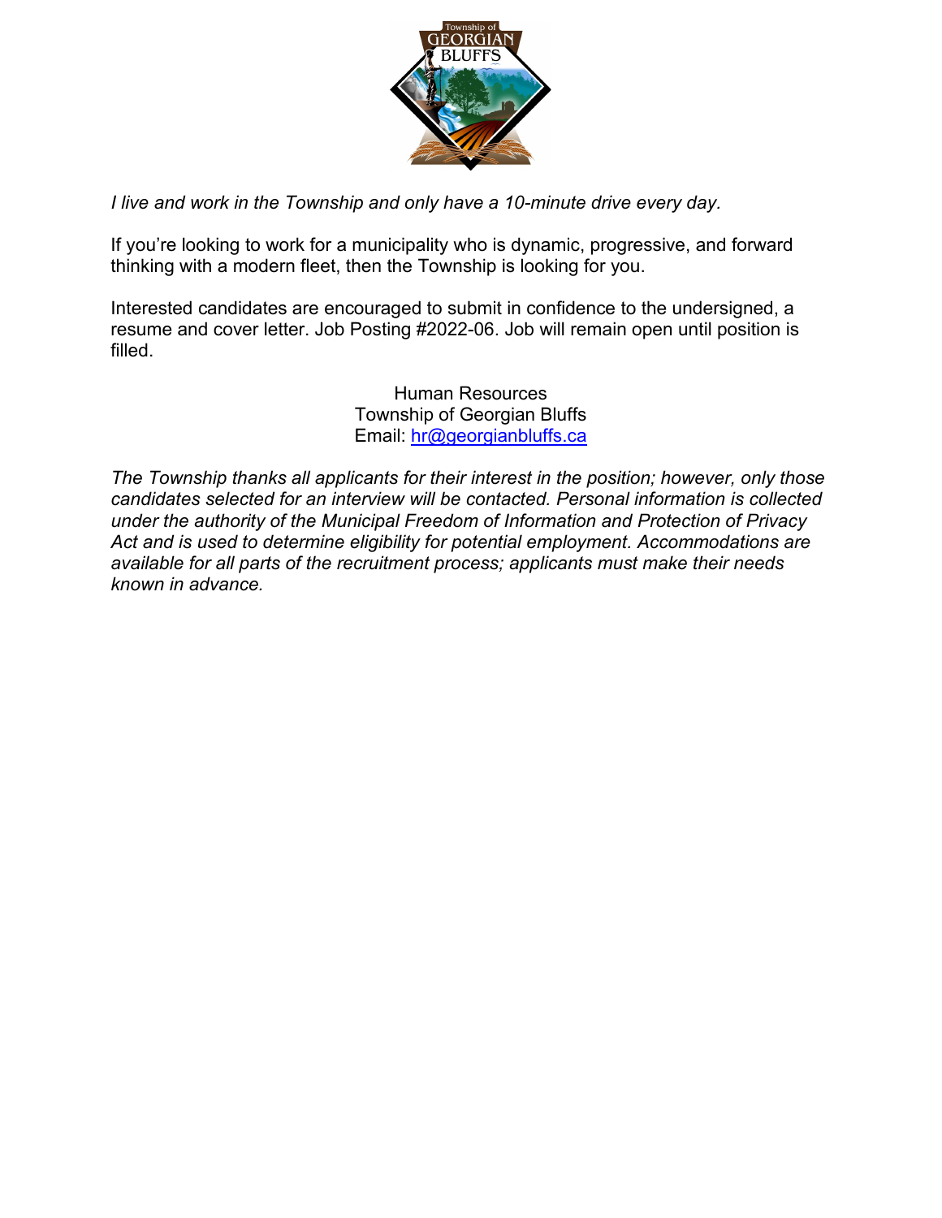*I live and work in the Township and only have a 10-minute drive every day.*

If you're looking to work for a municipality who is dynamic, progressive, and forward thinking with a modern fleet, then the Township is looking for you.

Interested candidates are encouraged to submit in confidence to the undersigned, a resume and cover letter. Job Posting #2022-06. Job will remain open until position is filled.

Human Resources
Township of Georgian Bluffs
Email: [hr@georgianbluffs.ca](mailto:hr@georgianbluffs.ca)

*The Township thanks all applicants for their interest in the position; however, only those candidates selected for an interview will be contacted. Personal information is collected under the authority of the Municipal Freedom of Information and Protection of Privacy Act and is used to determine eligibility for potential employment. Accommodations are available for all parts of the recruitment process; applicants must make their needs known in advance.*